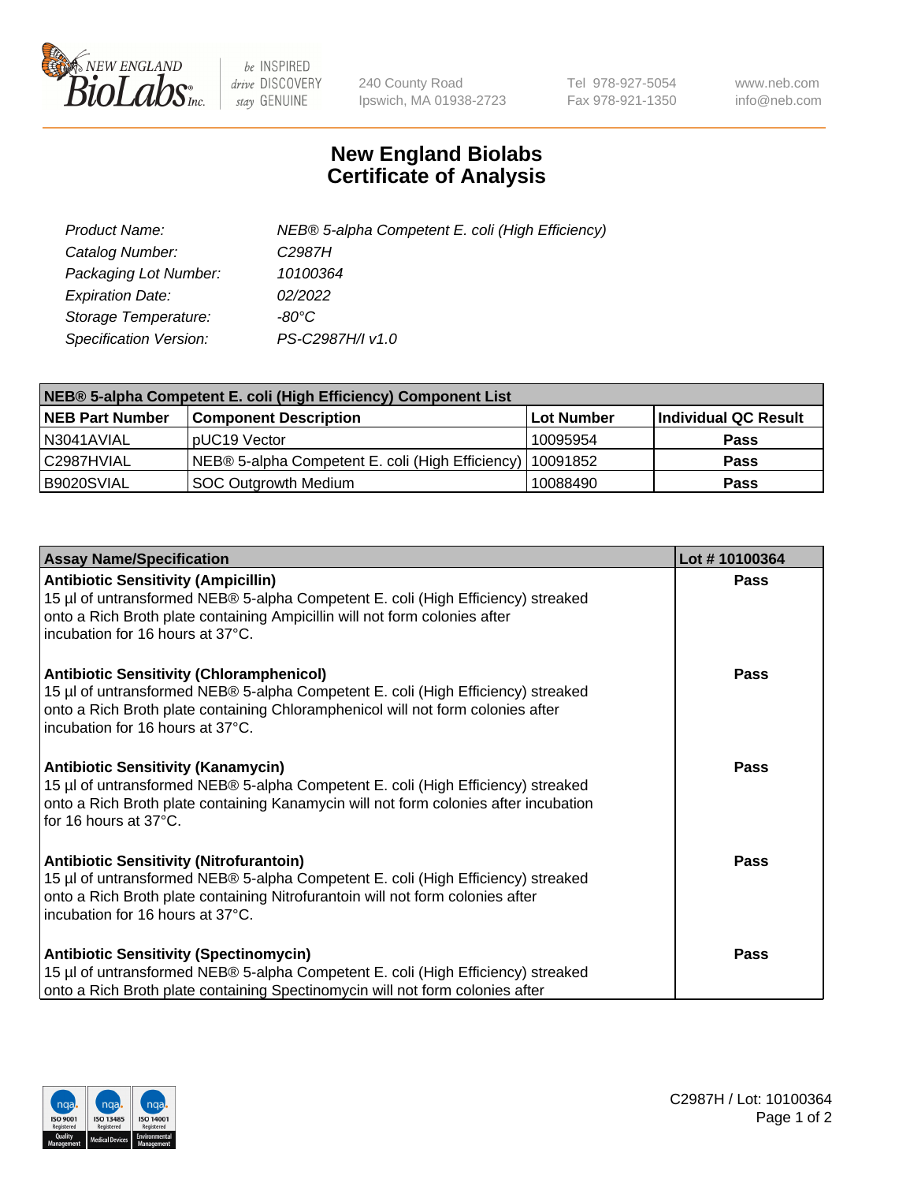NEW ENGLAND BioLabs Inc. — be INSPIRED drive DISCOVERY stay GENUINE

240 County Road
Ipswich, MA 01938-2723

Tel 978-927-5054
Fax 978-921-1350

www.neb.com
info@neb.com

# New England Biolabs
# Certificate of Analysis

| | |
|---|---|
| *Product Name:* | *NEB® 5-alpha Competent E. coli (High Efficiency)* |
| *Catalog Number:* | *C2987H* |
| *Packaging Lot Number:* | *10100364* |
| *Expiration Date:* | *02/2022* |
| *Storage Temperature:* | *-80°C* |
| *Specification Version:* | *PS-C2987H/I v1.0* |

| **NEB® 5-alpha Competent E. coli (High Efficiency) Component List** | | | |
|---|---|---|---|
| **NEB Part Number** | **Component Description** | **Lot Number** | **Individual QC Result** |
| N3041AVIAL | pUC19 Vector | 10095954 | **Pass** |
| C2987HVIAL | NEB® 5-alpha Competent E. coli (High Efficiency) | 10091852 | **Pass** |
| B9020SVIAL | SOC Outgrowth Medium | 10088490 | **Pass** |

| **Assay Name/Specification** | **Lot # 10100364** |
|---|---|
| **Antibiotic Sensitivity (Ampicillin)**<br>15 µl of untransformed NEB® 5-alpha Competent E. coli (High Efficiency) streaked onto a Rich Broth plate containing Ampicillin will not form colonies after incubation for 16 hours at 37°C. | **Pass** |
| **Antibiotic Sensitivity (Chloramphenicol)**<br>15 µl of untransformed NEB® 5-alpha Competent E. coli (High Efficiency) streaked onto a Rich Broth plate containing Chloramphenicol will not form colonies after incubation for 16 hours at 37°C. | **Pass** |
| **Antibiotic Sensitivity (Kanamycin)**<br>15 µl of untransformed NEB® 5-alpha Competent E. coli (High Efficiency) streaked onto a Rich Broth plate containing Kanamycin will not form colonies after incubation for 16 hours at 37°C. | **Pass** |
| **Antibiotic Sensitivity (Nitrofurantoin)**<br>15 µl of untransformed NEB® 5-alpha Competent E. coli (High Efficiency) streaked onto a Rich Broth plate containing Nitrofurantoin will not form colonies after incubation for 16 hours at 37°C. | **Pass** |
| **Antibiotic Sensitivity (Spectinomycin)**<br>15 µl of untransformed NEB® 5-alpha Competent E. coli (High Efficiency) streaked onto a Rich Broth plate containing Spectinomycin will not form colonies after | **Pass** |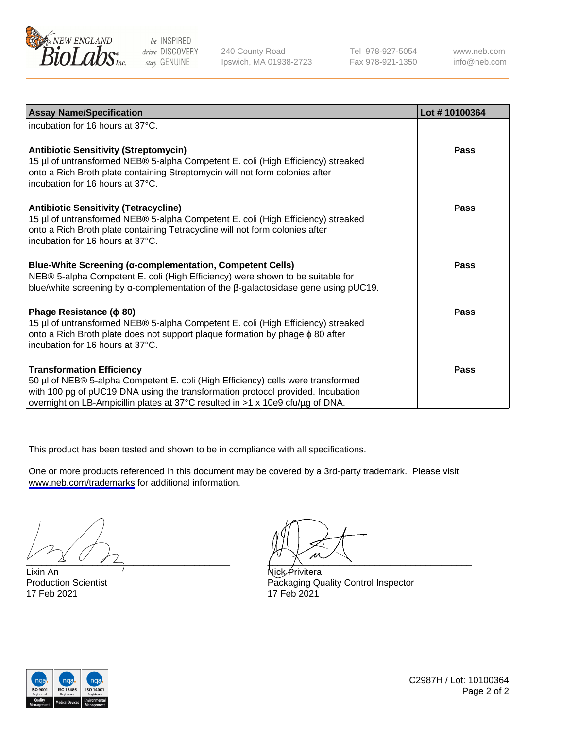| Assay Name/Specification | Lot # 10100364 |
| --- | --- |
| incubation for 16 hours at 37°C. | |
| **Antibiotic Sensitivity (Streptomycin)**<br>15 µl of untransformed NEB® 5-alpha Competent E. coli (High Efficiency) streaked onto a Rich Broth plate containing Streptomycin will not form colonies after incubation for 16 hours at 37°C. | **Pass** |
| **Antibiotic Sensitivity (Tetracycline)**<br>15 µl of untransformed NEB® 5-alpha Competent E. coli (High Efficiency) streaked onto a Rich Broth plate containing Tetracycline will not form colonies after incubation for 16 hours at 37°C. | **Pass** |
| **Blue-White Screening (α-complementation, Competent Cells)**<br>NEB® 5-alpha Competent E. coli (High Efficiency) were shown to be suitable for blue/white screening by α-complementation of the β-galactosidase gene using pUC19. | **Pass** |
| **Phage Resistance (ϕ 80)**<br>15 µl of untransformed NEB® 5-alpha Competent E. coli (High Efficiency) streaked onto a Rich Broth plate does not support plaque formation by phage ϕ 80 after incubation for 16 hours at 37°C. | **Pass** |
| **Transformation Efficiency**<br>50 µl of NEB® 5-alpha Competent E. coli (High Efficiency) cells were transformed with 100 pg of pUC19 DNA using the transformation protocol provided. Incubation overnight on LB-Ampicillin plates at 37°C resulted in >1 x 10e9 cfu/µg of DNA. | **Pass** |

This product has been tested and shown to be in compliance with all specifications.

One or more products referenced in this document may be covered by a 3rd-party trademark. Please visit www.neb.com/trademarks for additional information.

Lixin An
Production Scientist
17 Feb 2021

Nick Privitera
Packaging Quality Control Inspector
17 Feb 2021

C2987H / Lot: 10100364